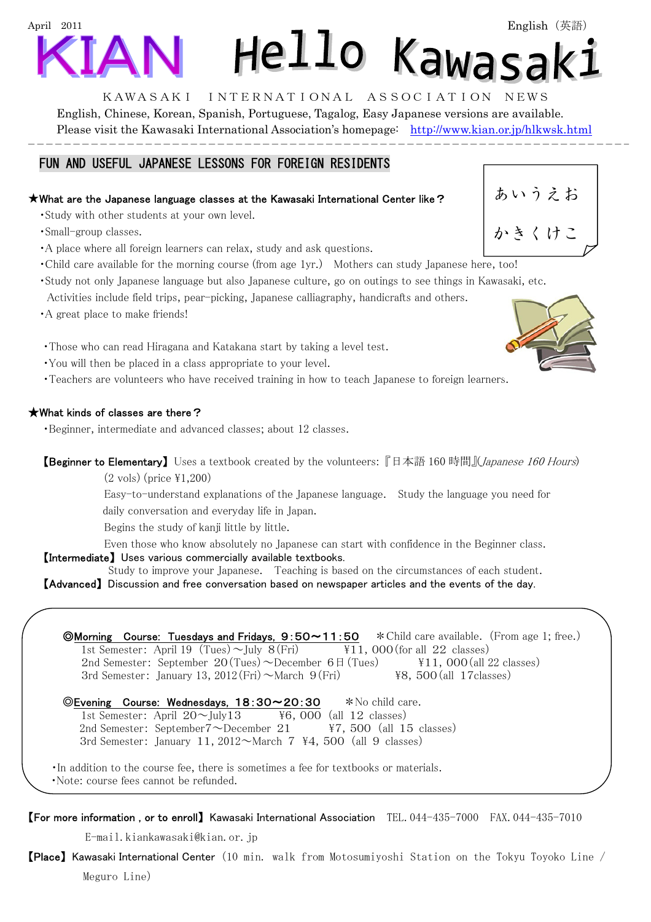April 2011 English（英語）

# KIAN Hello Kawasaki

KAWASAKI INTERNATIONAL ASSOCIATION NEWS

English, Chinese, Korean, Spanish, Portuguese, Tagalog, Easy Japanese versions are available.
Please visit the Kawasaki International Association's homepage: http://www.kian.or.jp/hlkwsk.html

## FUN AND USEFUL JAPANESE LESSONS FOR FOREIGN RESIDENTS

あいうえお
かきくけこ

### ★What are the Japanese language classes at the Kawasaki International Center like？

- Study with other students at your own level.
- Small-group classes.
- A place where all foreign learners can relax, study and ask questions.
- Child care available for the morning course (from age 1yr.) Mothers can study Japanese here, too!
- Study not only Japanese language but also Japanese culture, go on outings to see things in Kawasaki, etc. Activities include field trips, pear-picking, Japanese calligraphy, handicrafts and others.
- A great place to make friends!

- Those who can read Hiragana and Katakana start by taking a level test.
- You will then be placed in a class appropriate to your level.
- Teachers are volunteers who have received training in how to teach Japanese to foreign learners.

### ★What kinds of classes are there？

- Beginner, intermediate and advanced classes; about 12 classes.

【Beginner to Elementary】Uses a textbook created by the volunteers: 『日本語 160 時間』(*Japanese 160 Hours*) (2 vols) (price ¥1,200)
Easy-to-understand explanations of the Japanese language. Study the language you need for daily conversation and everyday life in Japan.
Begins the study of kanji little by little.
Even those who know absolutely no Japanese can start with confidence in the Beginner class.

【Intermediate】Uses various commercially available textbooks.
Study to improve your Japanese. Teaching is based on the circumstances of each student.

【Advanced】Discussion and free conversation based on newspaper articles and the events of the day.

◎Morning Course: Tuesdays and Fridays, 9:50～11:50 ＊Child care available.（From age 1; free.）
1st Semester: April 19（Tues）～July 8（Fri） ¥11, 000（for all 22 classes）
2nd Semester: September 20（Tues）～December 6日（Tues） ¥11, 000（all 22 classes）
3rd Semester: January 13, 2012（Fri）～March 9（Fri） ¥8, 500（all 17classes）

◎Evening Course: Wednesdays, 18:30～20:30 ＊No child care.
1st Semester: April 20～July13 ¥6, 000 (all 12 classes)
2nd Semester: September7～December 21 ¥7, 500 (all 15 classes)
3rd Semester: January 11, 2012～March 7 ¥4, 500 (all 9 classes)

- In addition to the course fee, there is sometimes a fee for textbooks or materials.
- Note: course fees cannot be refunded.

【For more information , or to enroll】Kawasaki International Association TEL. 044-435-7000 FAX. 044-435-7010
E-mail. kiankawasaki@kian.or.jp

【Place】Kawasaki International Center（10 min. walk from Motosumiyoshi Station on the Tokyu Toyoko Line / Meguro Line)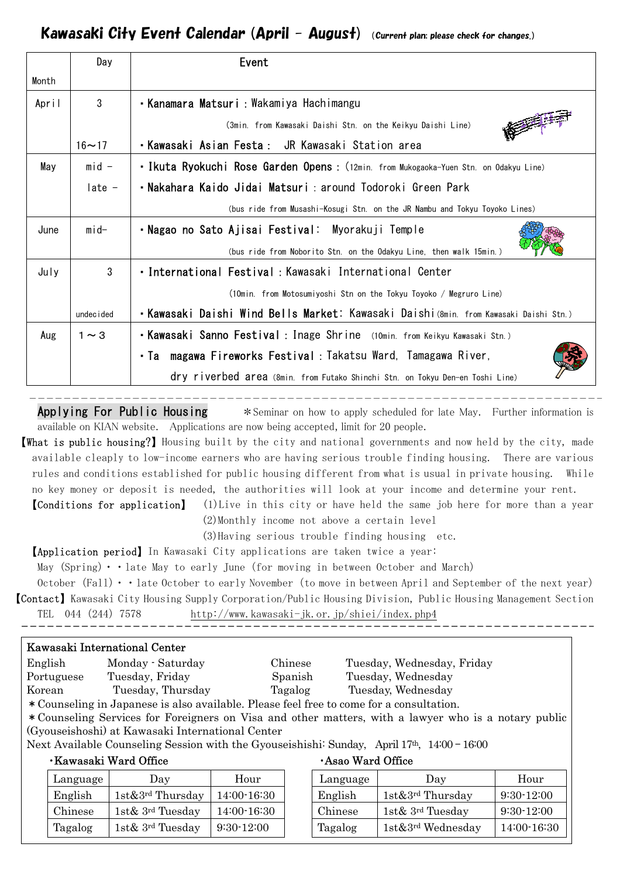# Kawasaki City Event Calendar (April – August) (Current plan: please check for changes.)

| Month | Day | Event |
|---|---|---|
| April | 3 | ・Kanamara Matsuri：Wakamiya Hachimangu (3min. from Kawasaki Daishi Stn. on the Keikyu Daishi Line) |
| | 16～17 | ・Kawasaki Asian Festa： JR Kawasaki Station area |
| May | mid – | ・Ikuta Ryokuchi Rose Garden Opens：(12min. from Mukogaoka-Yuen Stn. on Odakyu Line) |
| | late – | ・Nakahara Kaido Jidai Matsuri：around Todoroki Green Park (bus ride from Musashi-Kosugi Stn. on the JR Nambu and Tokyu Toyoko Lines) |
| June | mid- | ・Nagao no Sato Ajisai Festival: Myorakuji Temple (bus ride from Noborito Stn. on the Odakyu Line, then walk 15min.) |
| July | 3 | ・International Festival：Kawasaki International Center (10min. from Motosumiyoshi Stn on the Tokyu Toyoko / Megruro Line) |
| | undecided | ・Kawasaki Daishi Wind Bells Market: Kawasaki Daishi (8min. from Kawasaki Daishi Stn.) |
| Aug | 1～3 | ・Kawasaki Sanno Festival：Inage Shrine (10min. from Keikyu Kawasaki Stn.) |
| | | ・Ta magawa Fireworks Festival：Takatsu Ward, Tamagawa River, dry riverbed area (8min. from Futako Shinchi Stn. on Tokyu Den-en Toshi Line) |

---

## Applying For Public Housing

＊Seminar on how to apply scheduled for late May. Further information is available on KIAN website. Applications are now being accepted, limit for 20 people.

【What is public housing?】Housing built by the city and national governments and now held by the city, made available cleaply to low-income earners who are having serious trouble finding housing. There are various rules and conditions established for public housing different from what is usual in private housing. While no key money or deposit is needed, the authorities will look at your income and determine your rent.

【Conditions for application】 (1)Live in this city or have held the same job here for more than a year
(2)Monthly income not above a certain level
(3)Having serious trouble finding housing etc.

【Application period】In Kawasaki City applications are taken twice a year:
May (Spring)・・late May to early June (for moving in between October and March)
October (Fall)・・late October to early November (to move in between April and September of the next year)

【Contact】Kawasaki City Housing Supply Corporation/Public Housing Division, Public Housing Management Section
TEL 044 (244) 7578 http://www.kawasaki-jk.or.jp/shiei/index.php4

---

**Kawasaki International Center**

| | | | |
|---|---|---|---|
| English | Monday - Saturday | Chinese | Tuesday, Wednesday, Friday |
| Portuguese | Tuesday, Friday | Spanish | Tuesday, Wednesday |
| Korean | Tuesday, Thursday | Tagalog | Tuesday, Wednesday |

＊Counseling in Japanese is also available. Please feel free to come for a consultation.
＊Counseling Services for Foreigners on Visa and other matters, with a lawyer who is a notary public (Gyouseishoshi) at Kawasaki International Center
Next Available Counseling Session with the Gyouseishishi: Sunday, April 17th, 14:00－16:00

・Kawasaki Ward Office

| Language | Day | Hour |
|---|---|---|
| English | 1st&3rd Thursday | 14:00-16:30 |
| Chinese | 1st& 3rd Tuesday | 14:00-16:30 |
| Tagalog | 1st& 3rd Tuesday | 9:30-12:00 |

・Asao Ward Office

| Language | Day | Hour |
|---|---|---|
| English | 1st&3rd Thursday | 9:30-12:00 |
| Chinese | 1st& 3rd Tuesday | 9:30-12:00 |
| Tagalog | 1st&3rd Wednesday | 14:00-16:30 |